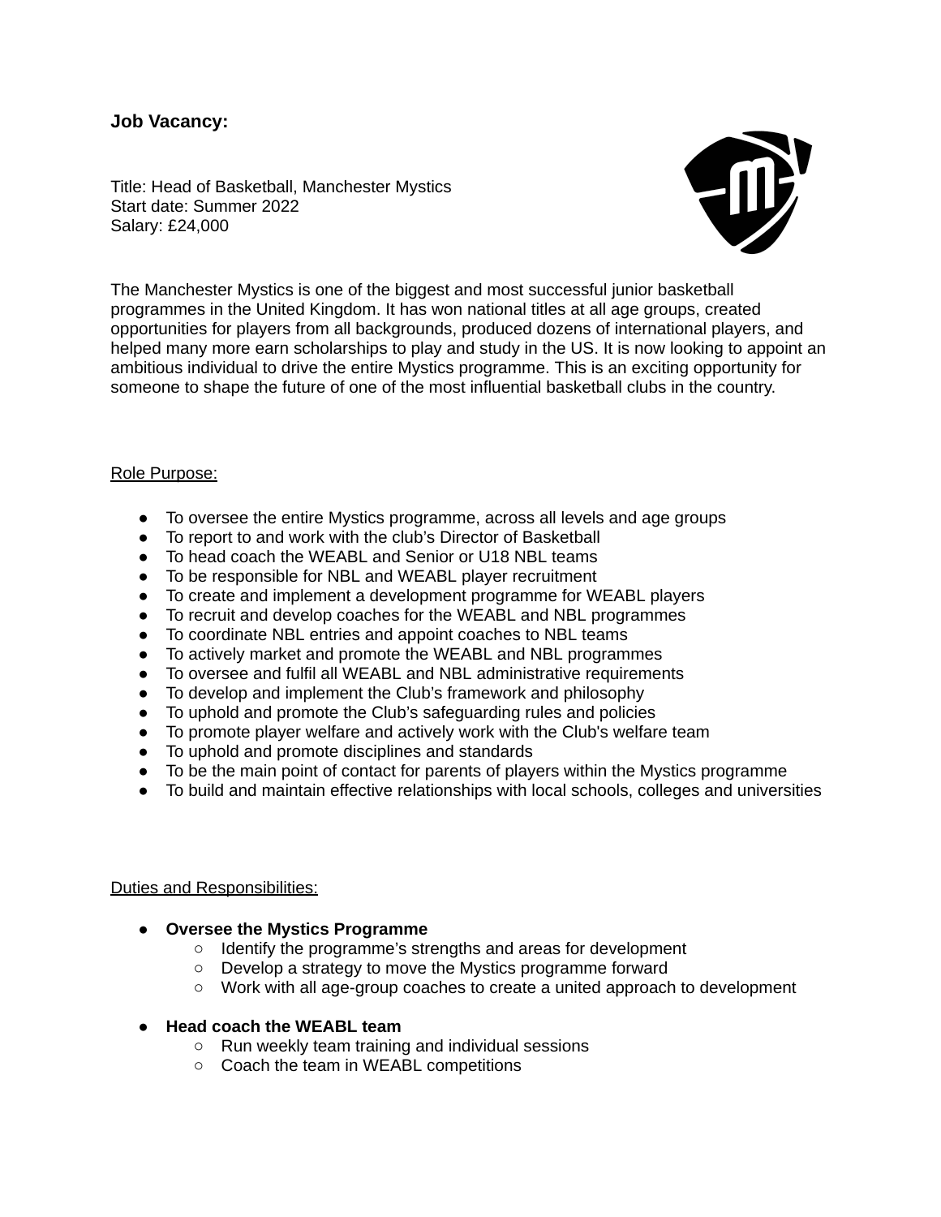**Job Vacancy:**

Title: Head of Basketball, Manchester Mystics
Start date: Summer 2022
Salary: £24,000

The Manchester Mystics is one of the biggest and most successful junior basketball programmes in the United Kingdom. It has won national titles at all age groups, created opportunities for players from all backgrounds, produced dozens of international players, and helped many more earn scholarships to play and study in the US. It is now looking to appoint an ambitious individual to drive the entire Mystics programme. This is an exciting opportunity for someone to shape the future of one of the most influential basketball clubs in the country.

Role Purpose:

- To oversee the entire Mystics programme, across all levels and age groups
- To report to and work with the club's Director of Basketball
- To head coach the WEABL and Senior or U18 NBL teams
- To be responsible for NBL and WEABL player recruitment
- To create and implement a development programme for WEABL players
- To recruit and develop coaches for the WEABL and NBL programmes
- To coordinate NBL entries and appoint coaches to NBL teams
- To actively market and promote the WEABL and NBL programmes
- To oversee and fulfil all WEABL and NBL administrative requirements
- To develop and implement the Club's framework and philosophy
- To uphold and promote the Club's safeguarding rules and policies
- To promote player welfare and actively work with the Club's welfare team
- To uphold and promote disciplines and standards
- To be the main point of contact for parents of players within the Mystics programme
- To build and maintain effective relationships with local schools, colleges and universities

Duties and Responsibilities:

- **Oversee the Mystics Programme**
  - Identify the programme's strengths and areas for development
  - Develop a strategy to move the Mystics programme forward
  - Work with all age-group coaches to create a united approach to development

- **Head coach the WEABL team**
  - Run weekly team training and individual sessions
  - Coach the team in WEABL competitions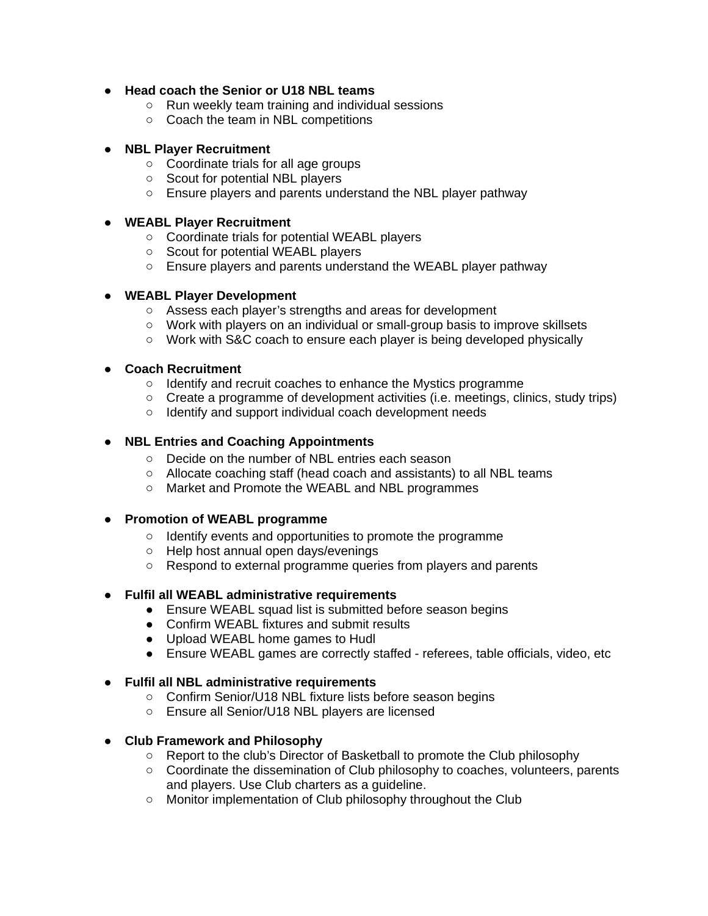- **Head coach the Senior or U18 NBL teams**
    - Run weekly team training and individual sessions
    - Coach the team in NBL competitions

- **NBL Player Recruitment**
    - Coordinate trials for all age groups
    - Scout for potential NBL players
    - Ensure players and parents understand the NBL player pathway

- **WEABL Player Recruitment**
    - Coordinate trials for potential WEABL players
    - Scout for potential WEABL players
    - Ensure players and parents understand the WEABL player pathway

- **WEABL Player Development**
    - Assess each player's strengths and areas for development
    - Work with players on an individual or small-group basis to improve skillsets
    - Work with S&C coach to ensure each player is being developed physically

- **Coach Recruitment**
    - Identify and recruit coaches to enhance the Mystics programme
    - Create a programme of development activities (i.e. meetings, clinics, study trips)
    - Identify and support individual coach development needs

- **NBL Entries and Coaching Appointments**
    - Decide on the number of NBL entries each season
    - Allocate coaching staff (head coach and assistants) to all NBL teams
    - Market and Promote the WEABL and NBL programmes

- **Promotion of WEABL programme**
    - Identify events and opportunities to promote the programme
    - Help host annual open days/evenings
    - Respond to external programme queries from players and parents

- **Fulfil all WEABL administrative requirements**
    - Ensure WEABL squad list is submitted before season begins
    - Confirm WEABL fixtures and submit results
    - Upload WEABL home games to Hudl
    - Ensure WEABL games are correctly staffed - referees, table officials, video, etc

- **Fulfil all NBL administrative requirements**
    - Confirm Senior/U18 NBL fixture lists before season begins
    - Ensure all Senior/U18 NBL players are licensed

- **Club Framework and Philosophy**
    - Report to the club's Director of Basketball to promote the Club philosophy
    - Coordinate the dissemination of Club philosophy to coaches, volunteers, parents and players. Use Club charters as a guideline.
    - Monitor implementation of Club philosophy throughout the Club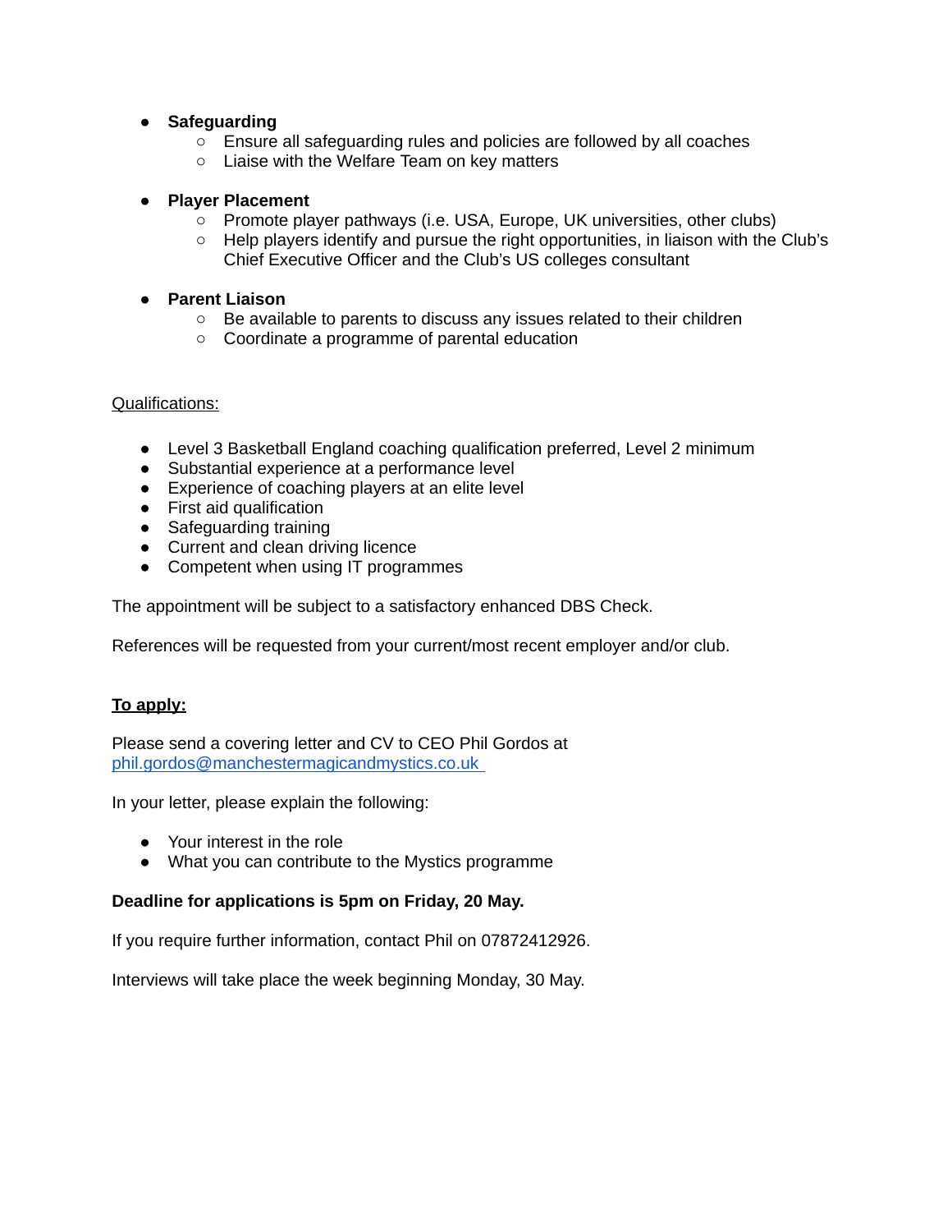- **Safeguarding**
  - Ensure all safeguarding rules and policies are followed by all coaches
  - Liaise with the Welfare Team on key matters

- **Player Placement**
  - Promote player pathways (i.e. USA, Europe, UK universities, other clubs)
  - Help players identify and pursue the right opportunities, in liaison with the Club's Chief Executive Officer and the Club's US colleges consultant

- **Parent Liaison**
  - Be available to parents to discuss any issues related to their children
  - Coordinate a programme of parental education

<u>Qualifications:</u>

- Level 3 Basketball England coaching qualification preferred, Level 2 minimum
- Substantial experience at a performance level
- Experience of coaching players at an elite level
- First aid qualification
- Safeguarding training
- Current and clean driving licence
- Competent when using IT programmes

The appointment will be subject to a satisfactory enhanced DBS Check.

References will be requested from your current/most recent employer and/or club.

**<u>To apply:</u>**

Please send a covering letter and CV to CEO Phil Gordos at
[phil.gordos@manchestermagicandmystics.co.uk](mailto:phil.gordos@manchestermagicandmystics.co.uk)

In your letter, please explain the following:

- Your interest in the role
- What you can contribute to the Mystics programme

**Deadline for applications is 5pm on Friday, 20 May.**

If you require further information, contact Phil on 07872412926.

Interviews will take place the week beginning Monday, 30 May.